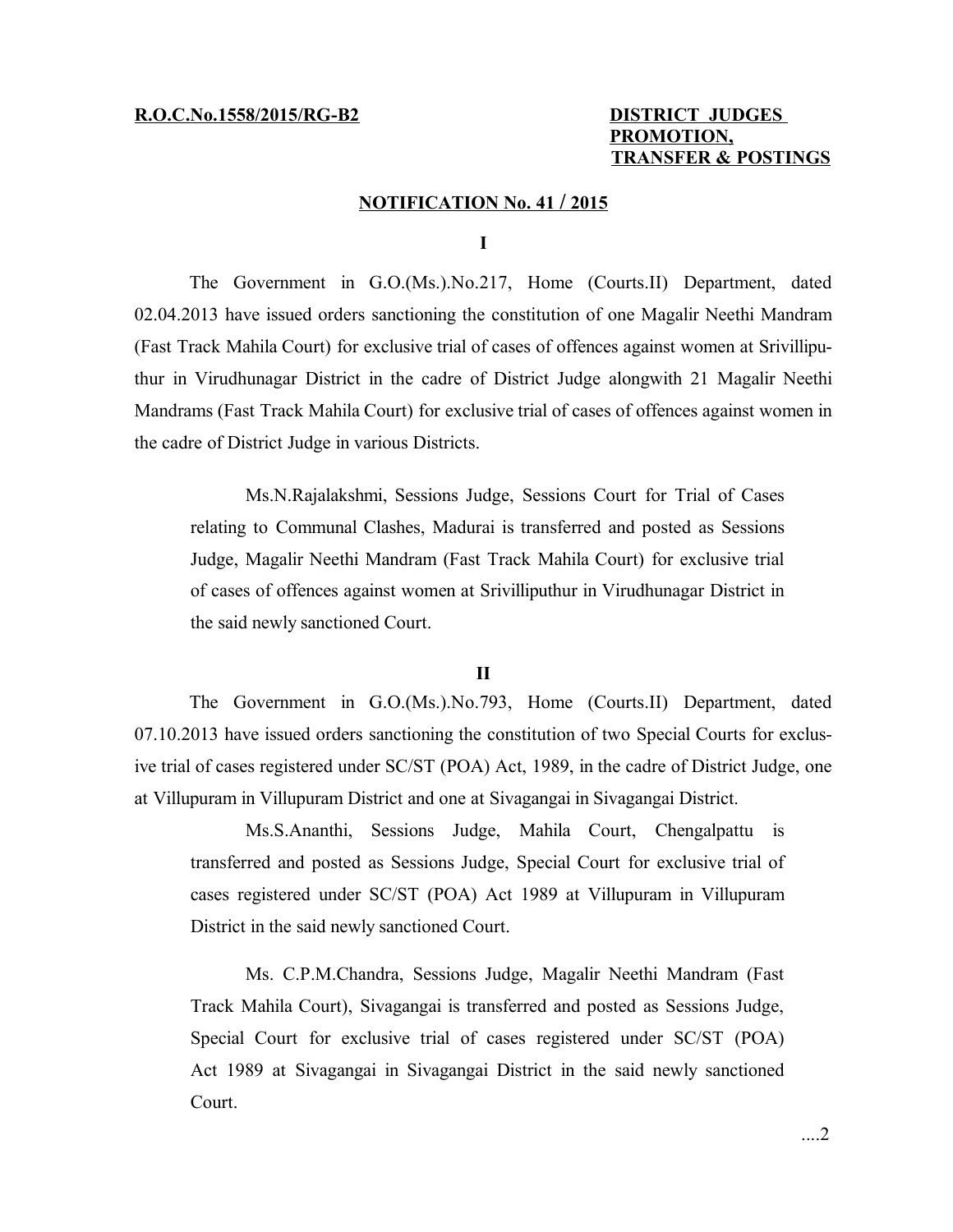**R.O.C.No.1558/2015/RG-B2**

**DISTRICT JUDGES PROMOTION, TRANSFER & POSTINGS**

**NOTIFICATION No. 41 / 2015**

**I**

The Government in G.O.(Ms.).No.217, Home (Courts.II) Department, dated 02.04.2013 have issued orders sanctioning the constitution of one Magalir Neethi Mandram (Fast Track Mahila Court) for exclusive trial of cases of offences against women at Srivilliputhur in Virudhunagar District in the cadre of District Judge alongwith 21 Magalir Neethi Mandrams (Fast Track Mahila Court) for exclusive trial of cases of offences against women in the cadre of District Judge in various Districts.

> Ms.N.Rajalakshmi, Sessions Judge, Sessions Court for Trial of Cases relating to Communal Clashes, Madurai is transferred and posted as Sessions Judge, Magalir Neethi Mandram (Fast Track Mahila Court) for exclusive trial of cases of offences against women at Srivilliputhur in Virudhunagar District in the said newly sanctioned Court.

**II**

The Government in G.O.(Ms.).No.793, Home (Courts.II) Department, dated 07.10.2013 have issued orders sanctioning the constitution of two Special Courts for exclusive trial of cases registered under SC/ST (POA) Act, 1989, in the cadre of District Judge, one at Villupuram in Villupuram District and one at Sivagangai in Sivagangai District.

> Ms.S.Ananthi, Sessions Judge, Mahila Court, Chengalpattu is transferred and posted as Sessions Judge, Special Court for exclusive trial of cases registered under SC/ST (POA) Act 1989 at Villupuram in Villupuram District in the said newly sanctioned Court.

> Ms. C.P.M.Chandra, Sessions Judge, Magalir Neethi Mandram (Fast Track Mahila Court), Sivagangai is transferred and posted as Sessions Judge, Special Court for exclusive trial of cases registered under SC/ST (POA) Act 1989 at Sivagangai in Sivagangai District in the said newly sanctioned Court.

....2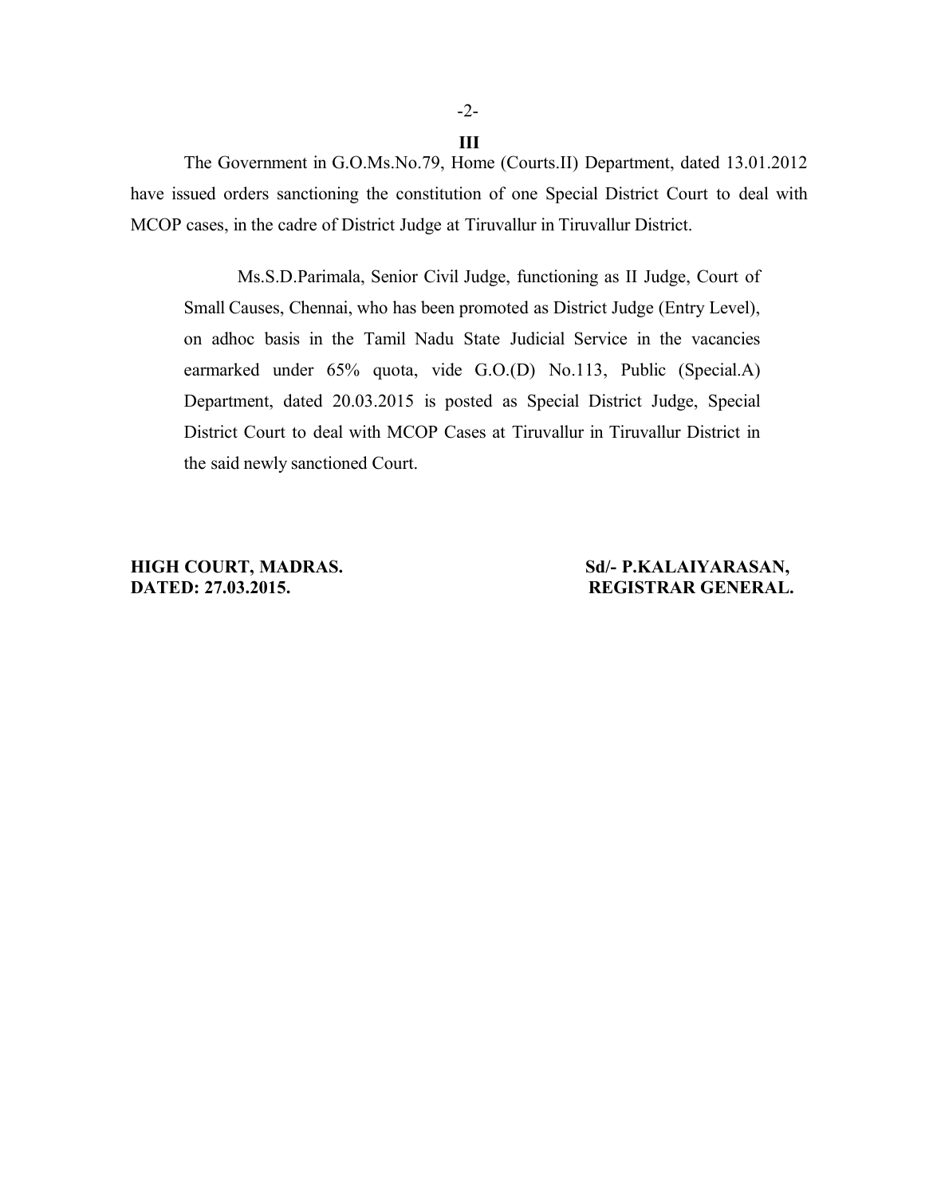**III**

The Government in G.O.Ms.No.79, Home (Courts.II) Department, dated 13.01.2012 have issued orders sanctioning the constitution of one Special District Court to deal with MCOP cases, in the cadre of District Judge at Tiruvallur in Tiruvallur District.

> Ms.S.D.Parimala, Senior Civil Judge, functioning as II Judge, Court of Small Causes, Chennai, who has been promoted as District Judge (Entry Level), on adhoc basis in the Tamil Nadu State Judicial Service in the vacancies earmarked under 65% quota, vide G.O.(D) No.113, Public (Special.A) Department, dated 20.03.2015 is posted as Special District Judge, Special District Court to deal with MCOP Cases at Tiruvallur in Tiruvallur District in the said newly sanctioned Court.

**HIGH COURT, MADRAS.**
**DATED: 27.03.2015.**

**Sd/- P.KALAIYARASAN,**
**REGISTRAR GENERAL.**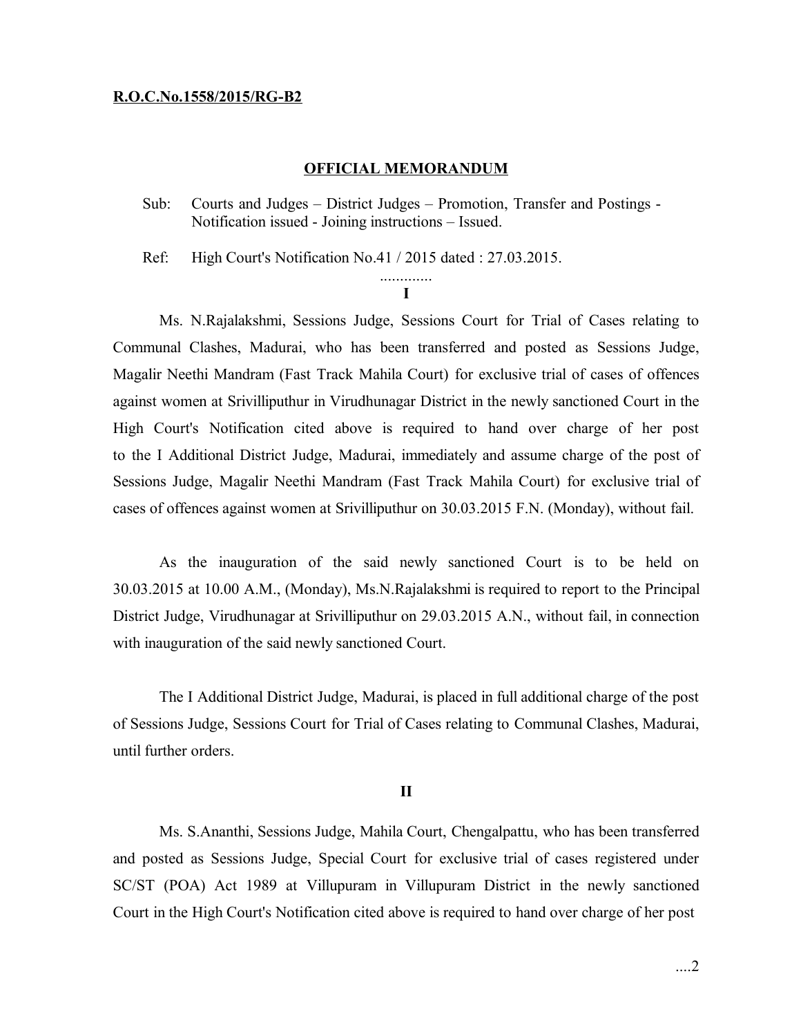**R.O.C.No.1558/2015/RG-B2**

**OFFICIAL MEMORANDUM**

Sub: Courts and Judges – District Judges – Promotion, Transfer and Postings - Notification issued - Joining instructions – Issued.

Ref: High Court's Notification No.41 / 2015 dated : 27.03.2015.

.............

**I**

Ms. N.Rajalakshmi, Sessions Judge, Sessions Court for Trial of Cases relating to Communal Clashes, Madurai, who has been transferred and posted as Sessions Judge, Magalir Neethi Mandram (Fast Track Mahila Court) for exclusive trial of cases of offences against women at Srivilliputhur in Virudhunagar District in the newly sanctioned Court in the High Court's Notification cited above is required to hand over charge of her post to the I Additional District Judge, Madurai, immediately and assume charge of the post of Sessions Judge, Magalir Neethi Mandram (Fast Track Mahila Court) for exclusive trial of cases of offences against women at Srivilliputhur on 30.03.2015 F.N. (Monday), without fail.

As the inauguration of the said newly sanctioned Court is to be held on 30.03.2015 at 10.00 A.M., (Monday), Ms.N.Rajalakshmi is required to report to the Principal District Judge, Virudhunagar at Srivilliputhur on 29.03.2015 A.N., without fail, in connection with inauguration of the said newly sanctioned Court.

The I Additional District Judge, Madurai, is placed in full additional charge of the post of Sessions Judge, Sessions Court for Trial of Cases relating to Communal Clashes, Madurai, until further orders.

**II**

Ms. S.Ananthi, Sessions Judge, Mahila Court, Chengalpattu, who has been transferred and posted as Sessions Judge, Special Court for exclusive trial of cases registered under SC/ST (POA) Act 1989 at Villupuram in Villupuram District in the newly sanctioned Court in the High Court's Notification cited above is required to hand over charge of her post

....2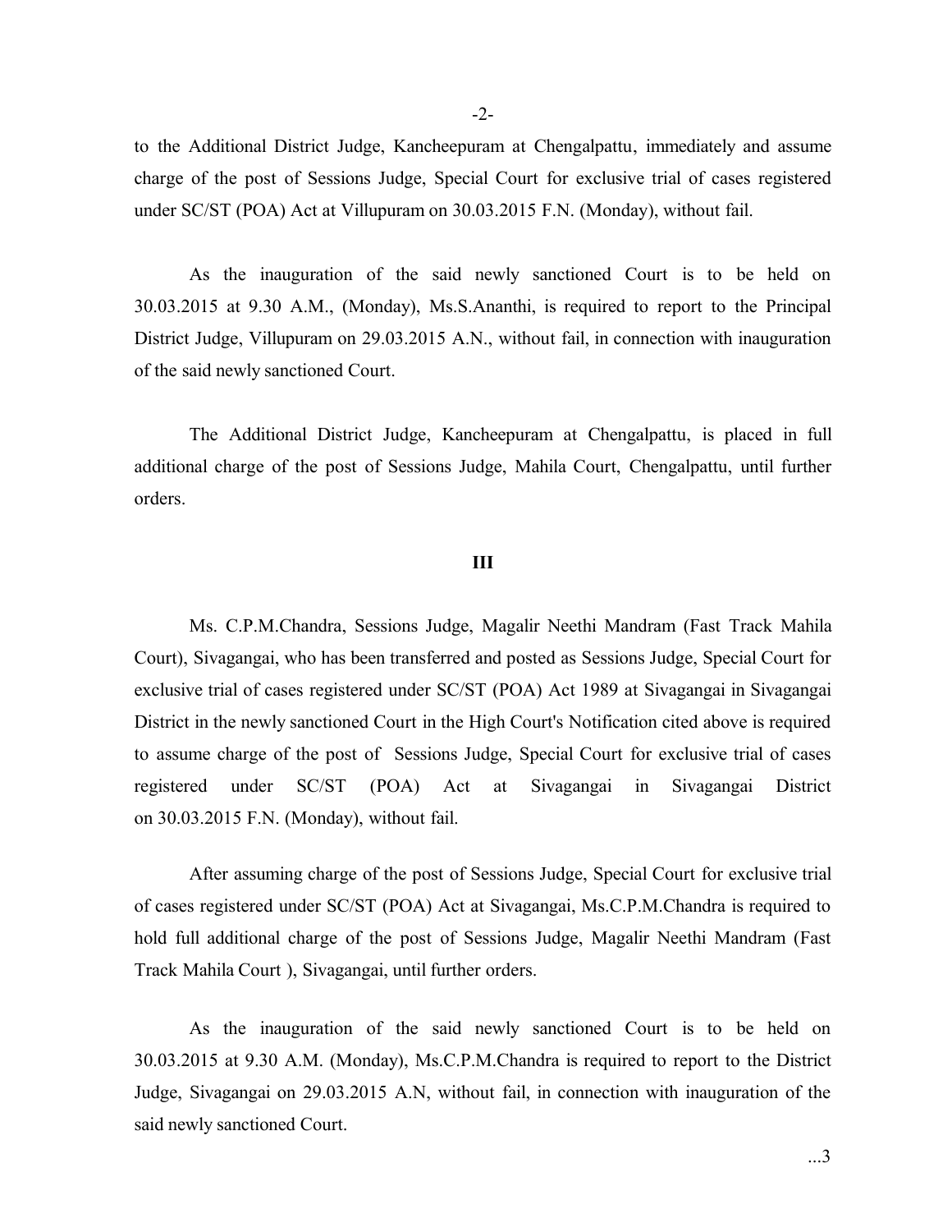to the Additional District Judge, Kancheepuram at Chengalpattu, immediately and assume charge of the post of Sessions Judge, Special Court for exclusive trial of cases registered under SC/ST (POA) Act at Villupuram on 30.03.2015 F.N. (Monday), without fail.

As the inauguration of the said newly sanctioned Court is to be held on 30.03.2015 at 9.30 A.M., (Monday), Ms.S.Ananthi, is required to report to the Principal District Judge, Villupuram on 29.03.2015 A.N., without fail, in connection with inauguration of the said newly sanctioned Court.

The Additional District Judge, Kancheepuram at Chengalpattu, is placed in full additional charge of the post of Sessions Judge, Mahila Court, Chengalpattu, until further orders.

**III**

Ms. C.P.M.Chandra, Sessions Judge, Magalir Neethi Mandram (Fast Track Mahila Court), Sivagangai, who has been transferred and posted as Sessions Judge, Special Court for exclusive trial of cases registered under SC/ST (POA) Act 1989 at Sivagangai in Sivagangai District in the newly sanctioned Court in the High Court's Notification cited above is required to assume charge of the post of Sessions Judge, Special Court for exclusive trial of cases registered under SC/ST (POA) Act at Sivagangai in Sivagangai District on 30.03.2015 F.N. (Monday), without fail.

After assuming charge of the post of Sessions Judge, Special Court for exclusive trial of cases registered under SC/ST (POA) Act at Sivagangai, Ms.C.P.M.Chandra is required to hold full additional charge of the post of Sessions Judge, Magalir Neethi Mandram (Fast Track Mahila Court ), Sivagangai, until further orders.

As the inauguration of the said newly sanctioned Court is to be held on 30.03.2015 at 9.30 A.M. (Monday), Ms.C.P.M.Chandra is required to report to the District Judge, Sivagangai on 29.03.2015 A.N, without fail, in connection with inauguration of the said newly sanctioned Court.

...3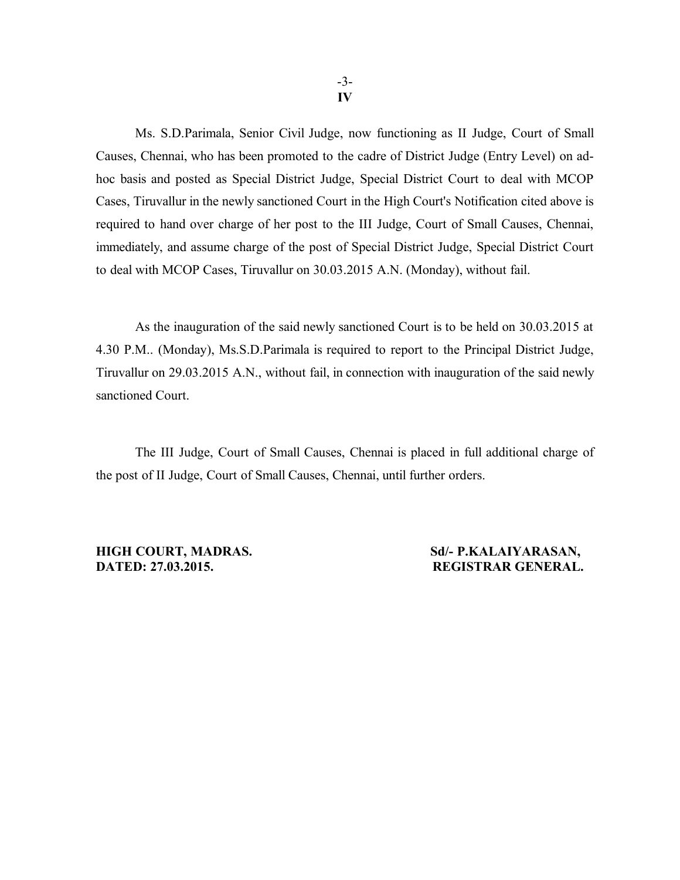**IV**

Ms. S.D.Parimala, Senior Civil Judge, now functioning as II Judge, Court of Small Causes, Chennai, who has been promoted to the cadre of District Judge (Entry Level) on ad-hoc basis and posted as Special District Judge, Special District Court to deal with MCOP Cases, Tiruvallur in the newly sanctioned Court in the High Court's Notification cited above is required to hand over charge of her post to the III Judge, Court of Small Causes, Chennai, immediately, and assume charge of the post of Special District Judge, Special District Court to deal with MCOP Cases, Tiruvallur on 30.03.2015 A.N. (Monday), without fail.

As the inauguration of the said newly sanctioned Court is to be held on 30.03.2015 at 4.30 P.M.. (Monday), Ms.S.D.Parimala is required to report to the Principal District Judge, Tiruvallur on 29.03.2015 A.N., without fail, in connection with inauguration of the said newly sanctioned Court.

The III Judge, Court of Small Causes, Chennai is placed in full additional charge of the post of II Judge, Court of Small Causes, Chennai, until further orders.

**HIGH COURT, MADRAS.**
**DATED: 27.03.2015.**

**Sd/- P.KALAIYARASAN,**
**REGISTRAR GENERAL.**